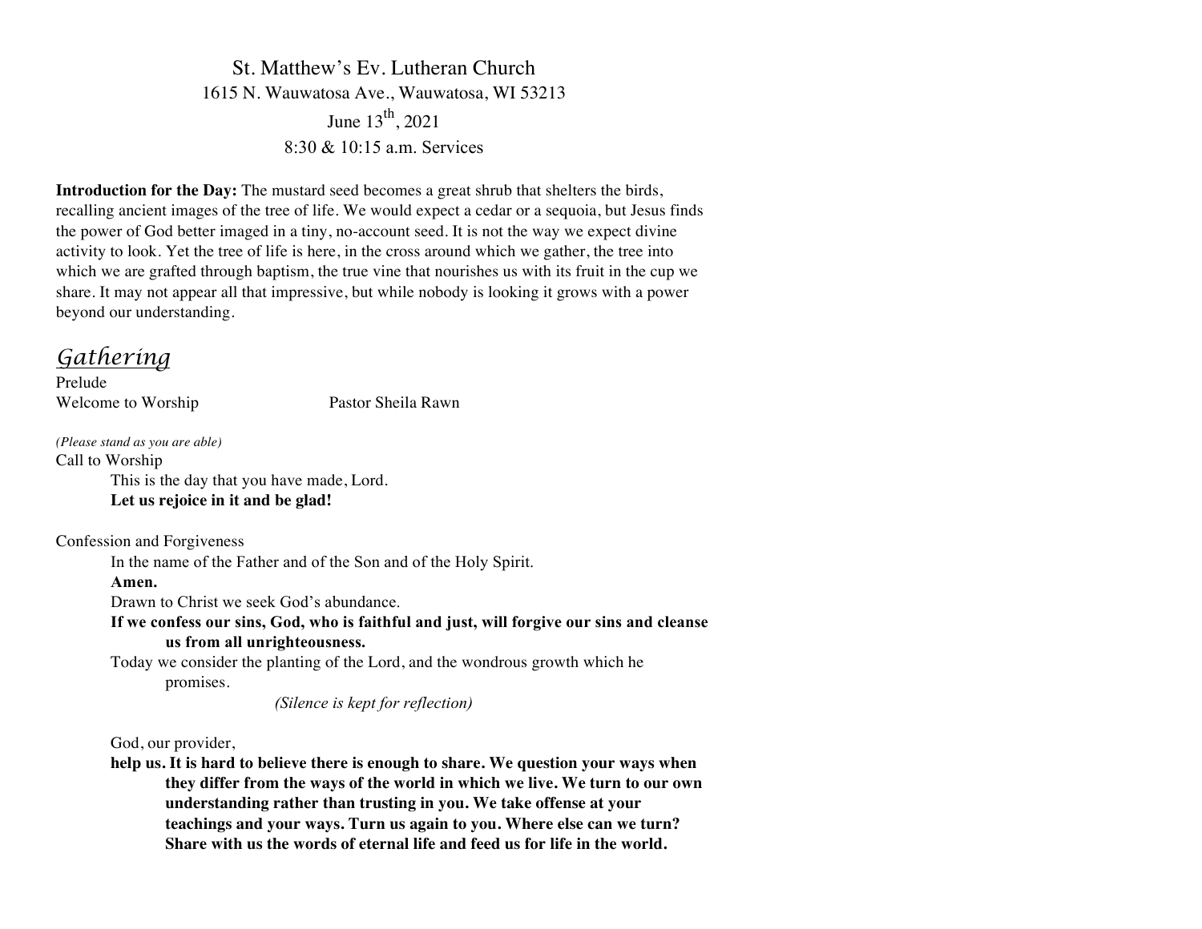St. Matthew's Ev. Lutheran Church
1615 N. Wauwatosa Ave., Wauwatosa, WI 53213
June 13th, 2021
8:30 & 10:15 a.m. Services

**Introduction for the Day:** The mustard seed becomes a great shrub that shelters the birds, recalling ancient images of the tree of life. We would expect a cedar or a sequoia, but Jesus finds the power of God better imaged in a tiny, no-account seed. It is not the way we expect divine activity to look. Yet the tree of life is here, in the cross around which we gather, the tree into which we are grafted through baptism, the true vine that nourishes us with its fruit in the cup we share. It may not appear all that impressive, but while nobody is looking it grows with a power beyond our understanding.

## *Gathering*

Prelude
Welcome to Worship Pastor Sheila Rawn

*(Please stand as you are able)*

Call to Worship

This is the day that you have made, Lord.
**Let us rejoice in it and be glad!**

Confession and Forgiveness

In the name of the Father and of the Son and of the Holy Spirit.
**Amen.**
Drawn to Christ we seek God's abundance.
**If we confess our sins, God, who is faithful and just, will forgive our sins and cleanse us from all unrighteousness.**
Today we consider the planting of the Lord, and the wondrous growth which he promises.

*(Silence is kept for reflection)*

God, our provider,
**help us. It is hard to believe there is enough to share. We question your ways when they differ from the ways of the world in which we live. We turn to our own understanding rather than trusting in you. We take offense at your teachings and your ways. Turn us again to you. Where else can we turn? Share with us the words of eternal life and feed us for life in the world.**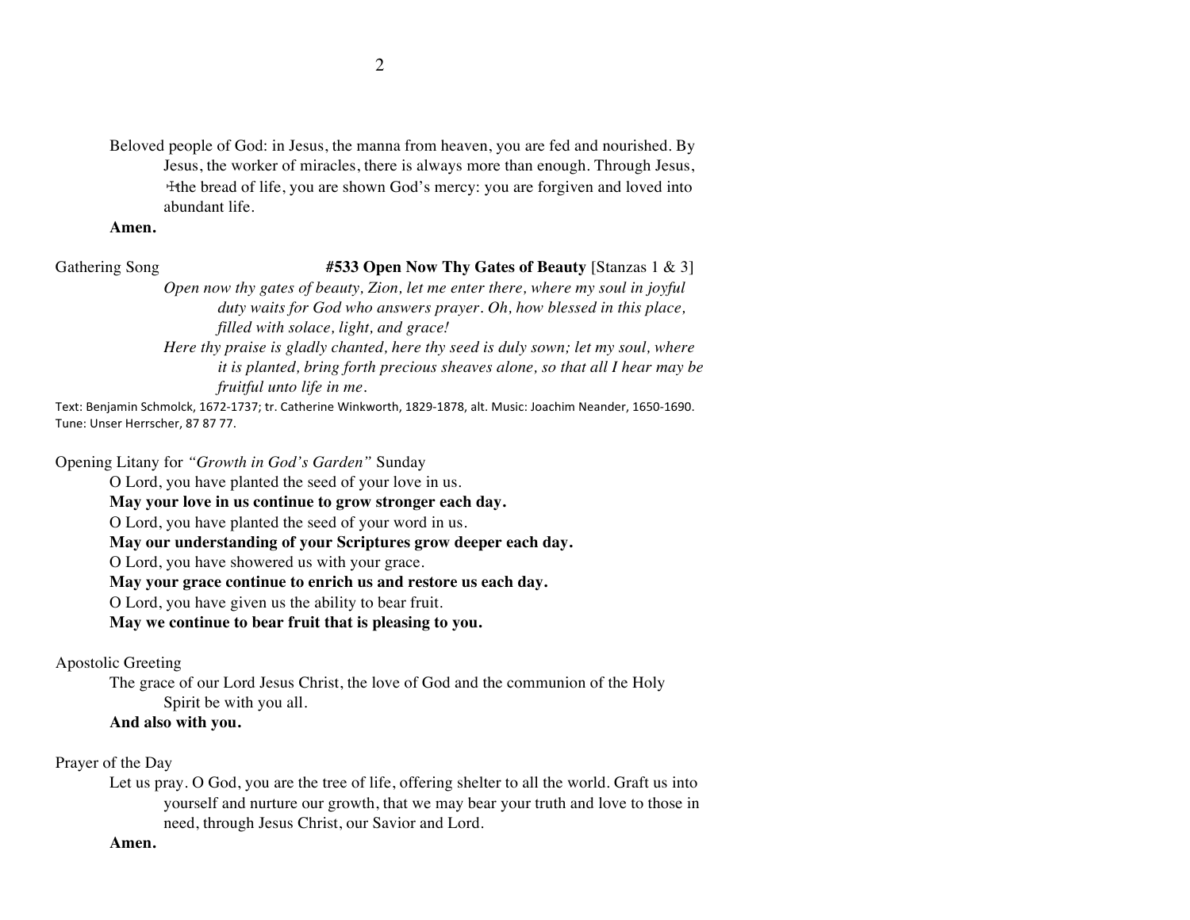Beloved people of God: in Jesus, the manna from heaven, you are fed and nourished. By Jesus, the worker of miracles, there is always more than enough. Through Jesus, ☩the bread of life, you are shown God's mercy: you are forgiven and loved into abundant life.

**Amen.**

Gathering Song **#533 Open Now Thy Gates of Beauty** [Stanzas 1 & 3]

*Open now thy gates of beauty, Zion, let me enter there, where my soul in joyful duty waits for God who answers prayer. Oh, how blessed in this place, filled with solace, light, and grace!*

*Here thy praise is gladly chanted, here thy seed is duly sown; let my soul, where it is planted, bring forth precious sheaves alone, so that all I hear may be fruitful unto life in me.*

Text: Benjamin Schmolck, 1672-1737; tr. Catherine Winkworth, 1829-1878, alt. Music: Joachim Neander, 1650-1690. Tune: Unser Herrscher, 87 87 77.

Opening Litany for *"Growth in God's Garden"* Sunday

O Lord, you have planted the seed of your love in us.

**May your love in us continue to grow stronger each day.**

O Lord, you have planted the seed of your word in us.

**May our understanding of your Scriptures grow deeper each day.**

O Lord, you have showered us with your grace.

**May your grace continue to enrich us and restore us each day.**

O Lord, you have given us the ability to bear fruit.

**May we continue to bear fruit that is pleasing to you.**

Apostolic Greeting

The grace of our Lord Jesus Christ, the love of God and the communion of the Holy Spirit be with you all.

**And also with you.**

Prayer of the Day

Let us pray. O God, you are the tree of life, offering shelter to all the world. Graft us into yourself and nurture our growth, that we may bear your truth and love to those in need, through Jesus Christ, our Savior and Lord.

**Amen.**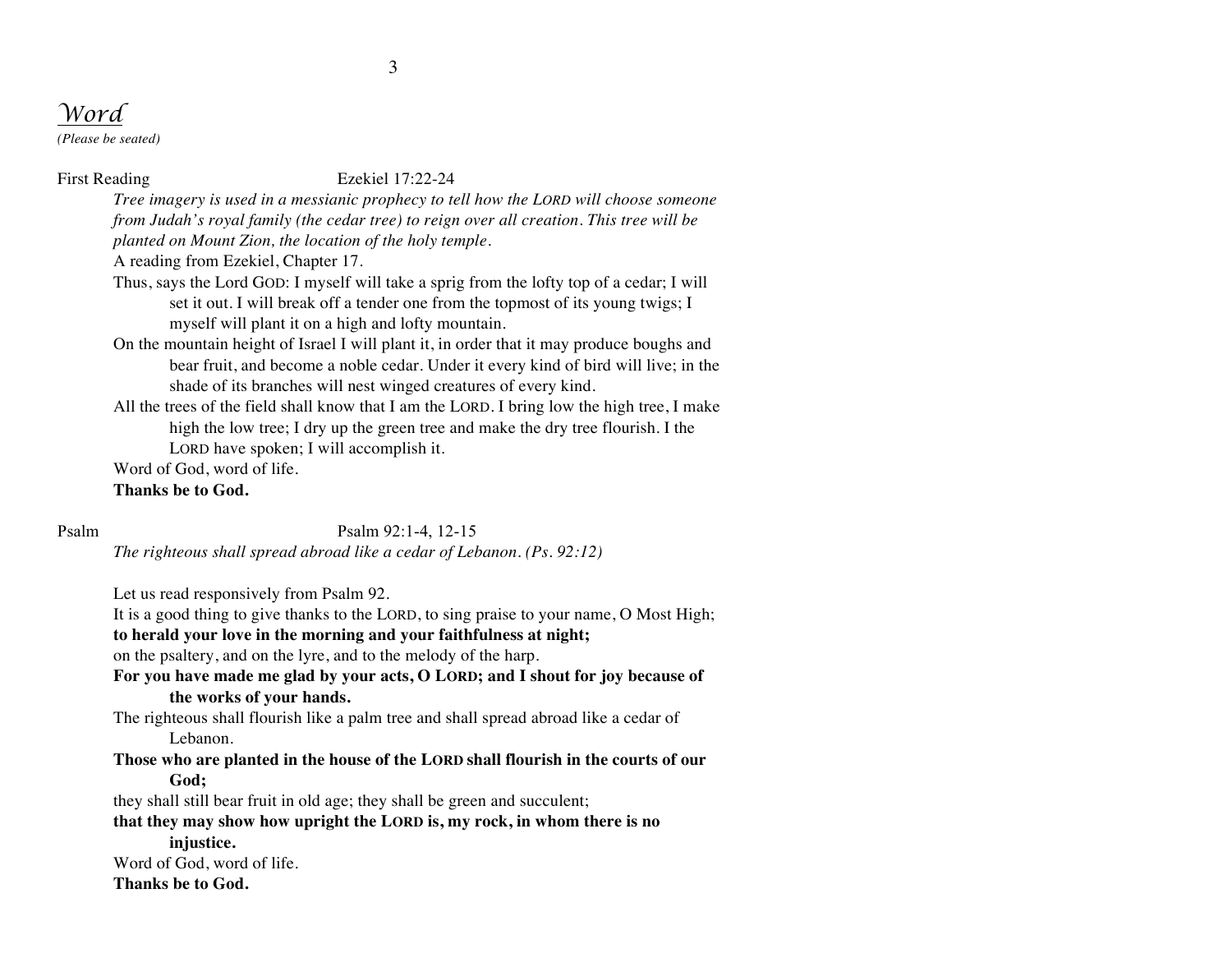## *Word*

*(Please be seated)*

First Reading Ezekiel 17:22-24

*Tree imagery is used in a messianic prophecy to tell how the LORD will choose someone from Judah's royal family (the cedar tree) to reign over all creation. This tree will be planted on Mount Zion, the location of the holy temple.*

A reading from Ezekiel, Chapter 17.

Thus, says the Lord GOD: I myself will take a sprig from the lofty top of a cedar; I will set it out. I will break off a tender one from the topmost of its young twigs; I myself will plant it on a high and lofty mountain.

On the mountain height of Israel I will plant it, in order that it may produce boughs and bear fruit, and become a noble cedar. Under it every kind of bird will live; in the shade of its branches will nest winged creatures of every kind.

All the trees of the field shall know that I am the LORD. I bring low the high tree, I make high the low tree; I dry up the green tree and make the dry tree flourish. I the LORD have spoken; I will accomplish it.

Word of God, word of life.

**Thanks be to God.**

Psalm Psalm 92:1-4, 12-15

*The righteous shall spread abroad like a cedar of Lebanon. (Ps. 92:12)*

Let us read responsively from Psalm 92.

It is a good thing to give thanks to the LORD, to sing praise to your name, O Most High;

**to herald your love in the morning and your faithfulness at night;**

on the psaltery, and on the lyre, and to the melody of the harp.

**For you have made me glad by your acts, O LORD; and I shout for joy because of the works of your hands.**

The righteous shall flourish like a palm tree and shall spread abroad like a cedar of Lebanon.

**Those who are planted in the house of the LORD shall flourish in the courts of our God;**

they shall still bear fruit in old age; they shall be green and succulent;

**that they may show how upright the LORD is, my rock, in whom there is no injustice.**

Word of God, word of life.

**Thanks be to God.**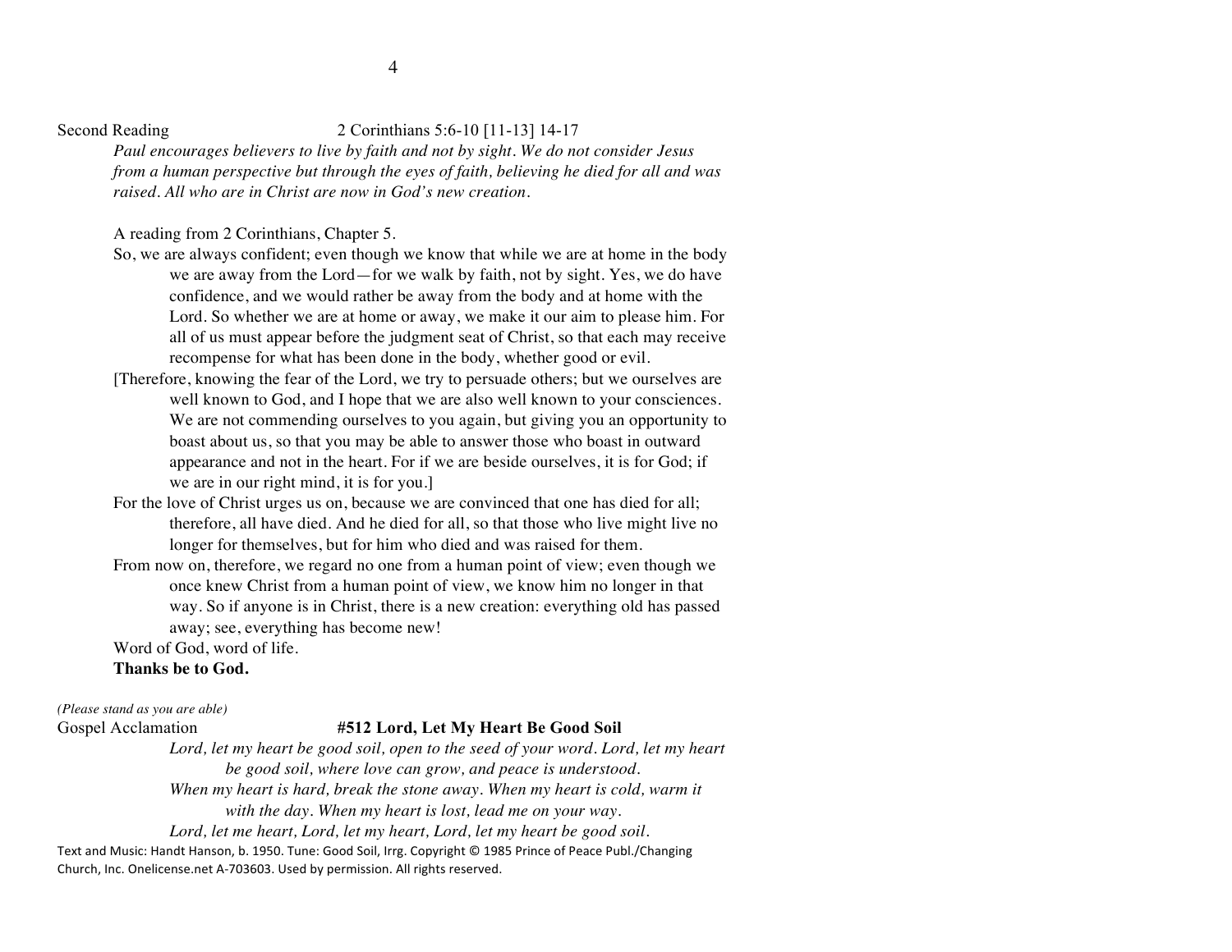Second Reading 2 Corinthians 5:6-10 [11-13] 14-17

*Paul encourages believers to live by faith and not by sight. We do not consider Jesus from a human perspective but through the eyes of faith, believing he died for all and was raised. All who are in Christ are now in God's new creation.*

A reading from 2 Corinthians, Chapter 5.

So, we are always confident; even though we know that while we are at home in the body we are away from the Lord—for we walk by faith, not by sight. Yes, we do have confidence, and we would rather be away from the body and at home with the Lord. So whether we are at home or away, we make it our aim to please him. For all of us must appear before the judgment seat of Christ, so that each may receive recompense for what has been done in the body, whether good or evil.

[Therefore, knowing the fear of the Lord, we try to persuade others; but we ourselves are well known to God, and I hope that we are also well known to your consciences. We are not commending ourselves to you again, but giving you an opportunity to boast about us, so that you may be able to answer those who boast in outward appearance and not in the heart. For if we are beside ourselves, it is for God; if we are in our right mind, it is for you.]

For the love of Christ urges us on, because we are convinced that one has died for all; therefore, all have died. And he died for all, so that those who live might live no longer for themselves, but for him who died and was raised for them.

From now on, therefore, we regard no one from a human point of view; even though we once knew Christ from a human point of view, we know him no longer in that way. So if anyone is in Christ, there is a new creation: everything old has passed away; see, everything has become new!

Word of God, word of life.

**Thanks be to God.**

*(Please stand as you are able)*

Gospel Acclamation **#512 Lord, Let My Heart Be Good Soil**

*Lord, let my heart be good soil, open to the seed of your word. Lord, let my heart be good soil, where love can grow, and peace is understood.*

*When my heart is hard, break the stone away. When my heart is cold, warm it with the day. When my heart is lost, lead me on your way.*

*Lord, let me heart, Lord, let my heart, Lord, let my heart be good soil.*

Text and Music: Handt Hanson, b. 1950. Tune: Good Soil, Irrg. Copyright © 1985 Prince of Peace Publ./Changing Church, Inc. Onelicense.net A-703603. Used by permission. All rights reserved.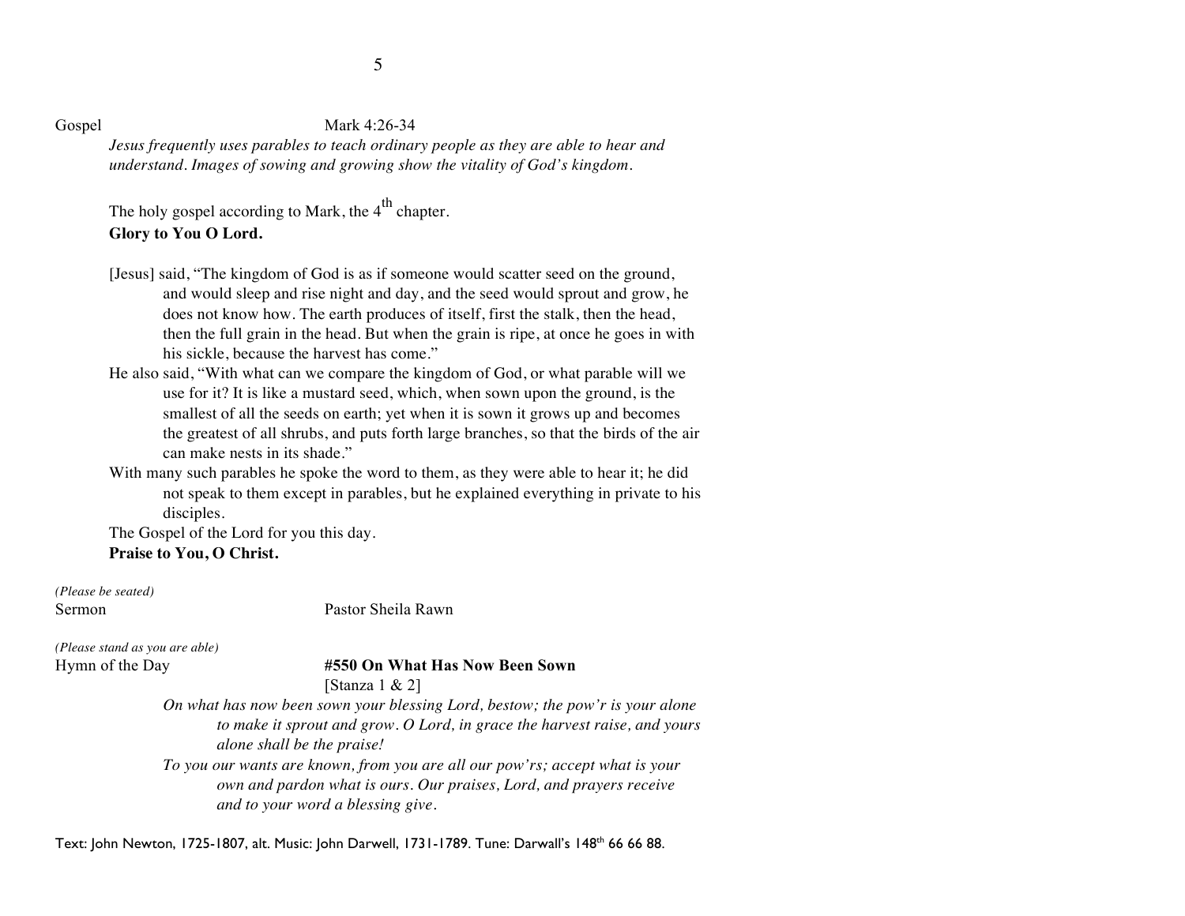Gospel Mark 4:26-34

*Jesus frequently uses parables to teach ordinary people as they are able to hear and understand. Images of sowing and growing show the vitality of God's kingdom.*

The holy gospel according to Mark, the 4th chapter.

**Glory to You O Lord.**

[Jesus] said, "The kingdom of God is as if someone would scatter seed on the ground, and would sleep and rise night and day, and the seed would sprout and grow, he does not know how. The earth produces of itself, first the stalk, then the head, then the full grain in the head. But when the grain is ripe, at once he goes in with his sickle, because the harvest has come."

He also said, "With what can we compare the kingdom of God, or what parable will we use for it? It is like a mustard seed, which, when sown upon the ground, is the smallest of all the seeds on earth; yet when it is sown it grows up and becomes the greatest of all shrubs, and puts forth large branches, so that the birds of the air can make nests in its shade."

With many such parables he spoke the word to them, as they were able to hear it; he did not speak to them except in parables, but he explained everything in private to his disciples.

The Gospel of the Lord for you this day.

**Praise to You, O Christ.**

*(Please be seated)*

Sermon Pastor Sheila Rawn

*(Please stand as you are able)*

Hymn of the Day **#550 On What Has Now Been Sown**

[Stanza 1 & 2]

*On what has now been sown your blessing Lord, bestow; the pow'r is your alone to make it sprout and grow. O Lord, in grace the harvest raise, and yours alone shall be the praise!*

*To you our wants are known, from you are all our pow'rs; accept what is your own and pardon what is ours. Our praises, Lord, and prayers receive and to your word a blessing give.*

Text: John Newton, 1725-1807, alt. Music: John Darwell, 1731-1789. Tune: Darwall's 148th 66 66 88.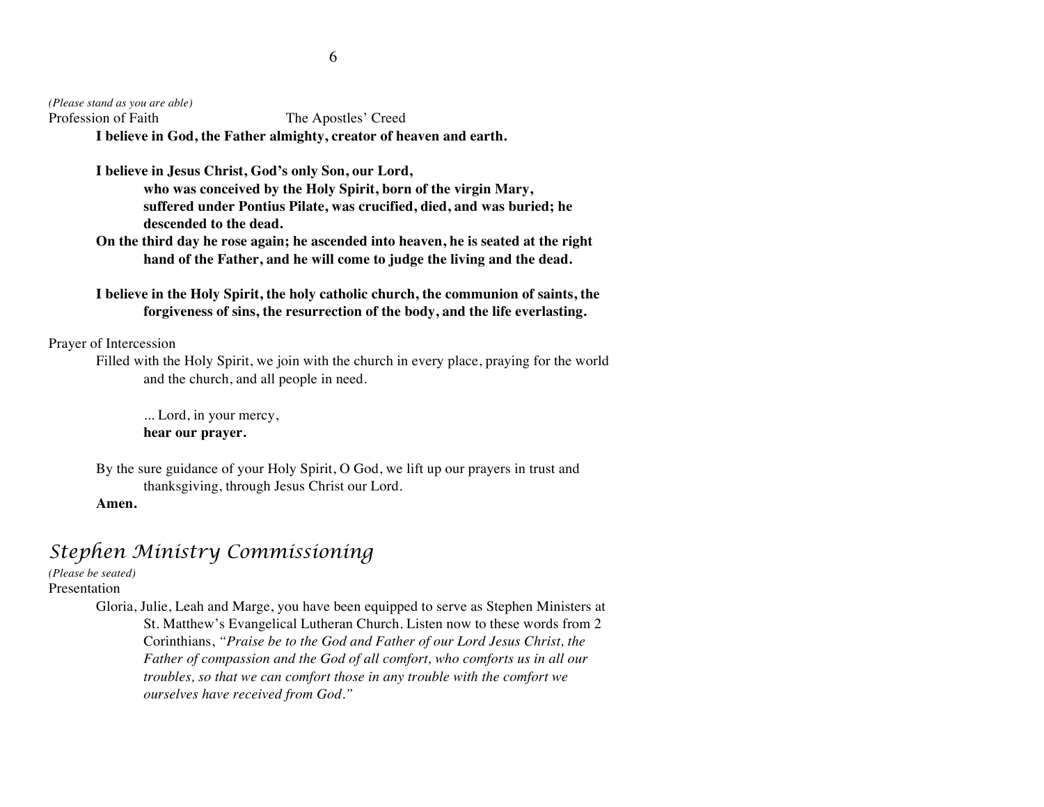*(Please stand as you are able)*

Profession of Faith The Apostles' Creed

**I believe in God, the Father almighty, creator of heaven and earth.**

**I believe in Jesus Christ, God's only Son, our Lord,**
**who was conceived by the Holy Spirit, born of the virgin Mary,**
**suffered under Pontius Pilate, was crucified, died, and was buried; he descended to the dead.**
**On the third day he rose again; he ascended into heaven, he is seated at the right hand of the Father, and he will come to judge the living and the dead.**

**I believe in the Holy Spirit, the holy catholic church, the communion of saints, the forgiveness of sins, the resurrection of the body, and the life everlasting.**

Prayer of Intercession

Filled with the Holy Spirit, we join with the church in every place, praying for the world and the church, and all people in need.

... Lord, in your mercy,
**hear our prayer.**

By the sure guidance of your Holy Spirit, O God, we lift up our prayers in trust and thanksgiving, through Jesus Christ our Lord.
**Amen.**

## Stephen Ministry Commissioning

*(Please be seated)*

Presentation

Gloria, Julie, Leah and Marge, you have been equipped to serve as Stephen Ministers at St. Matthew's Evangelical Lutheran Church. Listen now to these words from 2 Corinthians, *"Praise be to the God and Father of our Lord Jesus Christ, the Father of compassion and the God of all comfort, who comforts us in all our troubles, so that we can comfort those in any trouble with the comfort we ourselves have received from God."*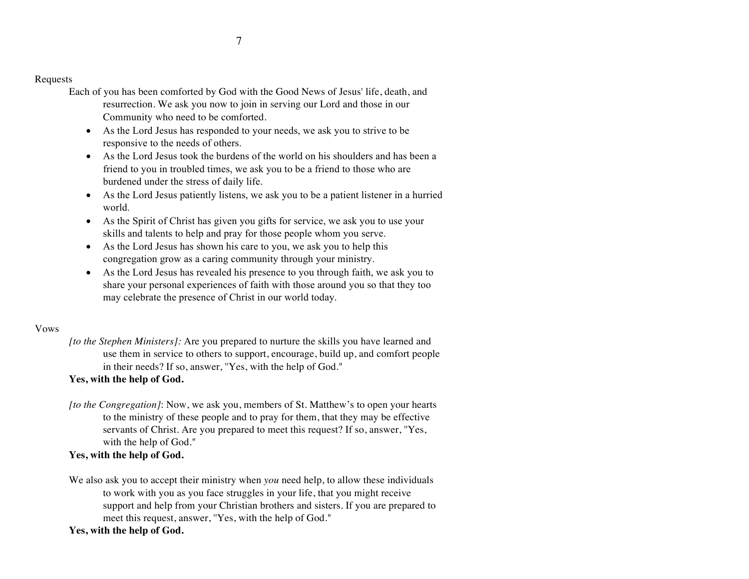Requests

Each of you has been comforted by God with the Good News of Jesus' life, death, and resurrection. We ask you now to join in serving our Lord and those in our Community who need to be comforted.

- As the Lord Jesus has responded to your needs, we ask you to strive to be responsive to the needs of others.
- As the Lord Jesus took the burdens of the world on his shoulders and has been a friend to you in troubled times, we ask you to be a friend to those who are burdened under the stress of daily life.
- As the Lord Jesus patiently listens, we ask you to be a patient listener in a hurried world.
- As the Spirit of Christ has given you gifts for service, we ask you to use your skills and talents to help and pray for those people whom you serve.
- As the Lord Jesus has shown his care to you, we ask you to help this congregation grow as a caring community through your ministry.
- As the Lord Jesus has revealed his presence to you through faith, we ask you to share your personal experiences of faith with those around you so that they too may celebrate the presence of Christ in our world today.

Vows

*[to the Stephen Ministers]:* Are you prepared to nurture the skills you have learned and use them in service to others to support, encourage, build up, and comfort people in their needs? If so, answer, "Yes, with the help of God."

**Yes, with the help of God.**

*[to the Congregation]*: Now, we ask you, members of St. Matthew's to open your hearts to the ministry of these people and to pray for them, that they may be effective servants of Christ. Are you prepared to meet this request? If so, answer, "Yes, with the help of God."

**Yes, with the help of God.**

We also ask you to accept their ministry when *you* need help, to allow these individuals to work with you as you face struggles in your life, that you might receive support and help from your Christian brothers and sisters. If you are prepared to meet this request, answer, "Yes, with the help of God."

**Yes, with the help of God.**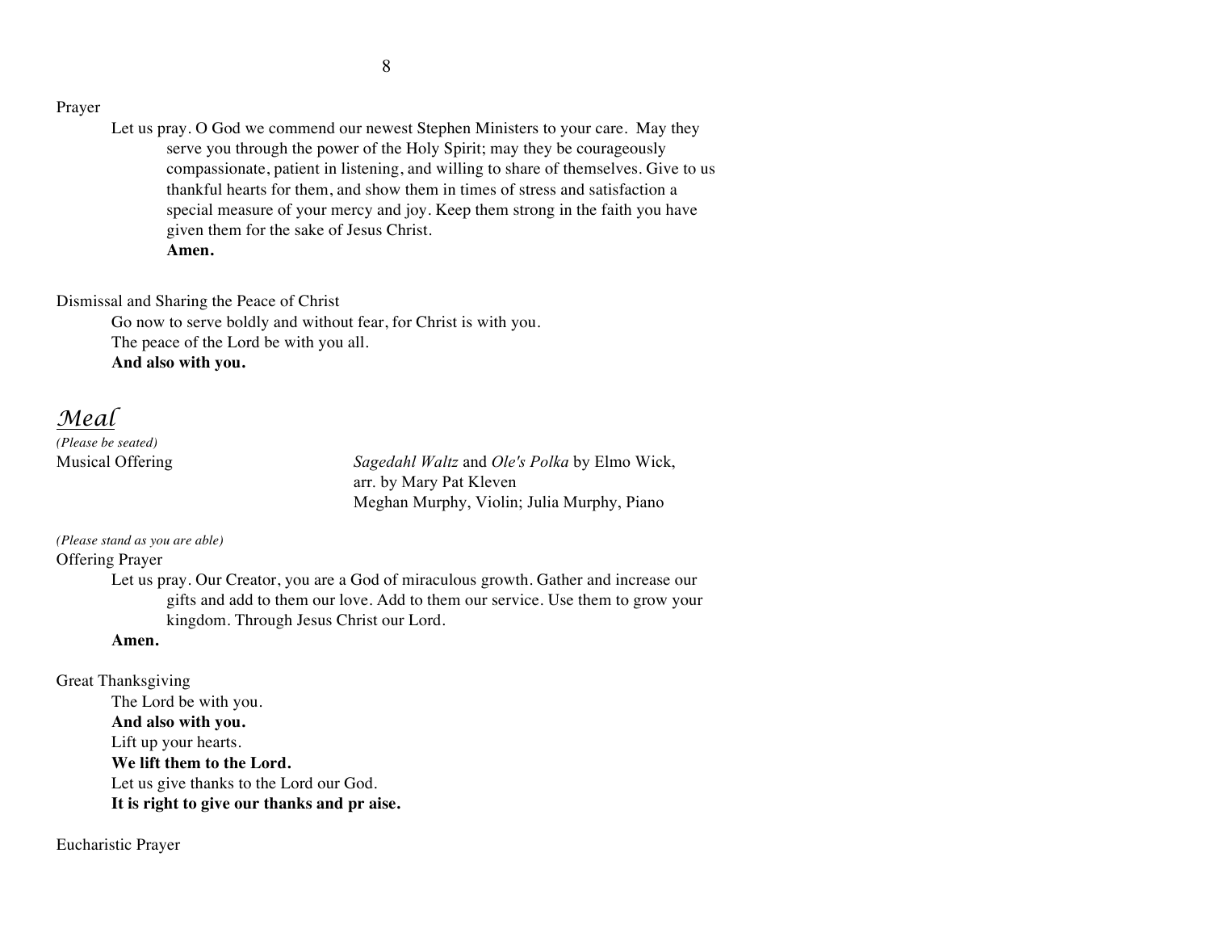Prayer

Let us pray. O God we commend our newest Stephen Ministers to your care. May they serve you through the power of the Holy Spirit; may they be courageously compassionate, patient in listening, and willing to share of themselves. Give to us thankful hearts for them, and show them in times of stress and satisfaction a special measure of your mercy and joy. Keep them strong in the faith you have given them for the sake of Jesus Christ.
**Amen.**

Dismissal and Sharing the Peace of Christ

Go now to serve boldly and without fear, for Christ is with you.
The peace of the Lord be with you all.
**And also with you.**

## *Meal*

*(Please be seated)*

Musical Offering — *Sagedahl Waltz* and *Ole's Polka* by Elmo Wick, arr. by Mary Pat Kleven
Meghan Murphy, Violin; Julia Murphy, Piano

*(Please stand as you are able)*

Offering Prayer

Let us pray. Our Creator, you are a God of miraculous growth. Gather and increase our gifts and add to them our love. Add to them our service. Use them to grow your kingdom. Through Jesus Christ our Lord.
**Amen.**

Great Thanksgiving

The Lord be with you.
**And also with you.**
Lift up your hearts.
**We lift them to the Lord.**
Let us give thanks to the Lord our God.
**It is right to give our thanks and pr aise.**

Eucharistic Prayer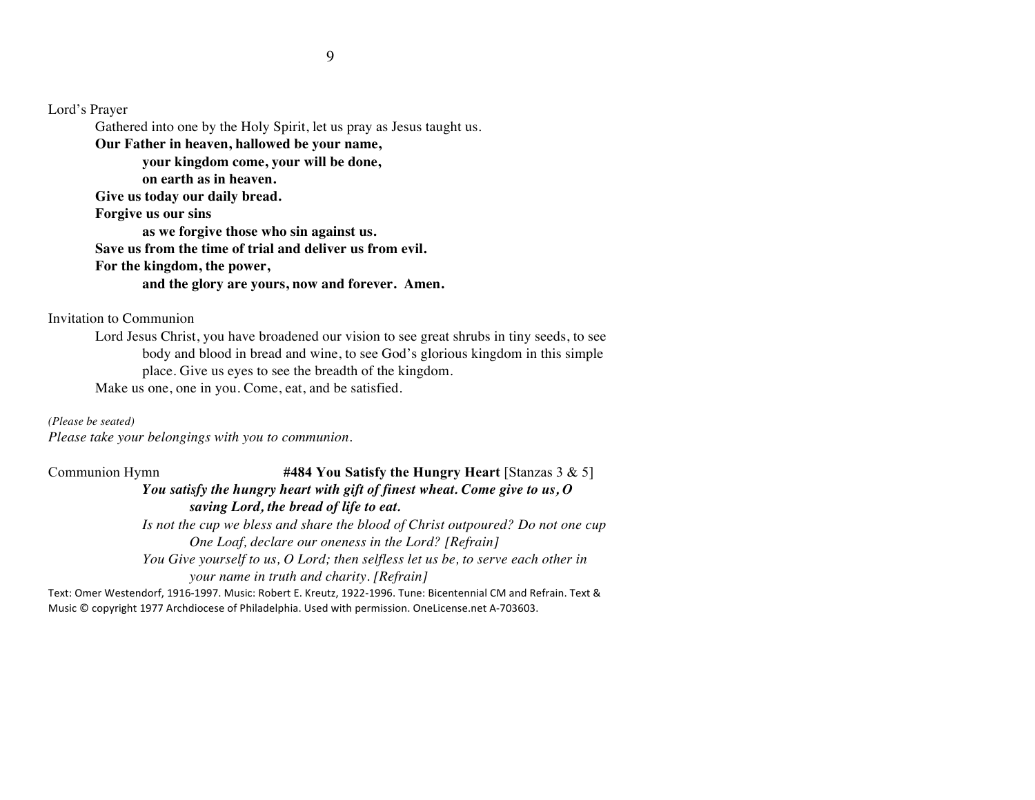Lord's Prayer

Gathered into one by the Holy Spirit, let us pray as Jesus taught us.

**Our Father in heaven, hallowed be your name,**
**your kingdom come, your will be done,**
**on earth as in heaven.**
**Give us today our daily bread.**
**Forgive us our sins**
**as we forgive those who sin against us.**
**Save us from the time of trial and deliver us from evil.**
**For the kingdom, the power,**
**and the glory are yours, now and forever. Amen.**

Invitation to Communion

Lord Jesus Christ, you have broadened our vision to see great shrubs in tiny seeds, to see body and blood in bread and wine, to see God's glorious kingdom in this simple place. Give us eyes to see the breadth of the kingdom.

Make us one, one in you. Come, eat, and be satisfied.

*(Please be seated)*

*Please take your belongings with you to communion.*

Communion Hymn **#484 You Satisfy the Hungry Heart** [Stanzas 3 & 5]

***You satisfy the hungry heart with gift of finest wheat. Come give to us, O saving Lord, the bread of life to eat.***

*Is not the cup we bless and share the blood of Christ outpoured? Do not one cup One Loaf, declare our oneness in the Lord? [Refrain]*

*You Give yourself to us, O Lord; then selfless let us be, to serve each other in your name in truth and charity. [Refrain]*

Text: Omer Westendorf, 1916-1997. Music: Robert E. Kreutz, 1922-1996. Tune: Bicentennial CM and Refrain. Text & Music © copyright 1977 Archdiocese of Philadelphia. Used with permission. OneLicense.net A-703603.